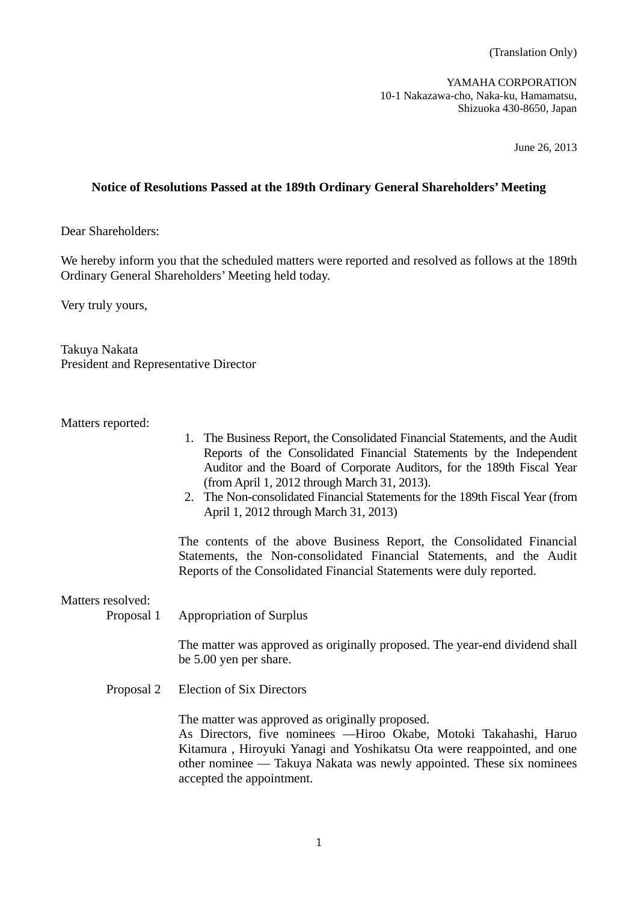(Translation Only)

YAMAHA CORPORATION
10-1 Nakazawa-cho, Naka-ku, Hamamatsu,
Shizuoka 430-8650, Japan

June 26, 2013

**Notice of Resolutions Passed at the 189th Ordinary General Shareholders' Meeting**

Dear Shareholders:

We hereby inform you that the scheduled matters were reported and resolved as follows at the 189th Ordinary General Shareholders' Meeting held today.

Very truly yours,

Takuya Nakata
President and Representative Director

Matters reported:

1. The Business Report, the Consolidated Financial Statements, and the Audit Reports of the Consolidated Financial Statements by the Independent Auditor and the Board of Corporate Auditors, for the 189th Fiscal Year (from April 1, 2012 through March 31, 2013).
2. The Non-consolidated Financial Statements for the 189th Fiscal Year (from April 1, 2012 through March 31, 2013)

The contents of the above Business Report, the Consolidated Financial Statements, the Non-consolidated Financial Statements, and the Audit Reports of the Consolidated Financial Statements were duly reported.

Matters resolved:

Proposal 1 Appropriation of Surplus

The matter was approved as originally proposed. The year-end dividend shall be 5.00 yen per share.

Proposal 2 Election of Six Directors

The matter was approved as originally proposed.
As Directors, five nominees —Hiroo Okabe, Motoki Takahashi, Haruo Kitamura , Hiroyuki Yanagi and Yoshikatsu Ota were reappointed, and one other nominee — Takuya Nakata was newly appointed. These six nominees accepted the appointment.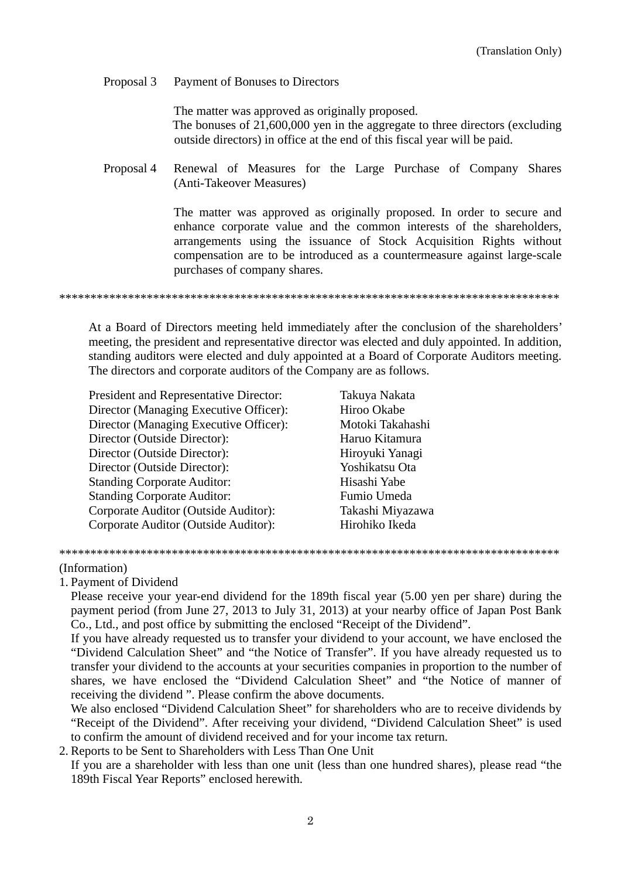(Translation Only)

Proposal 3 Payment of Bonuses to Directors

The matter was approved as originally proposed.
The bonuses of 21,600,000 yen in the aggregate to three directors (excluding outside directors) in office at the end of this fiscal year will be paid.

Proposal 4 Renewal of Measures for the Large Purchase of Company Shares (Anti-Takeover Measures)

The matter was approved as originally proposed. In order to secure and enhance corporate value and the common interests of the shareholders, arrangements using the issuance of Stock Acquisition Rights without compensation are to be introduced as a countermeasure against large-scale purchases of company shares.

********************************************************************************

At a Board of Directors meeting held immediately after the conclusion of the shareholders' meeting, the president and representative director was elected and duly appointed. In addition, standing auditors were elected and duly appointed at a Board of Corporate Auditors meeting. The directors and corporate auditors of the Company are as follows.

| | |
|---|---|
| President and Representative Director: | Takuya Nakata |
| Director (Managing Executive Officer): | Hiroo Okabe |
| Director (Managing Executive Officer): | Motoki Takahashi |
| Director (Outside Director): | Haruo Kitamura |
| Director (Outside Director): | Hiroyuki Yanagi |
| Director (Outside Director): | Yoshikatsu Ota |
| Standing Corporate Auditor: | Hisashi Yabe |
| Standing Corporate Auditor: | Fumio Umeda |
| Corporate Auditor (Outside Auditor): | Takashi Miyazawa |
| Corporate Auditor (Outside Auditor): | Hirohiko Ikeda |

********************************************************************************

(Information)

1. Payment of Dividend
   Please receive your year-end dividend for the 189th fiscal year (5.00 yen per share) during the payment period (from June 27, 2013 to July 31, 2013) at your nearby office of Japan Post Bank Co., Ltd., and post office by submitting the enclosed "Receipt of the Dividend".
   If you have already requested us to transfer your dividend to your account, we have enclosed the "Dividend Calculation Sheet" and "the Notice of Transfer". If you have already requested us to transfer your dividend to the accounts at your securities companies in proportion to the number of shares, we have enclosed the "Dividend Calculation Sheet" and "the Notice of manner of receiving the dividend ". Please confirm the above documents.
   We also enclosed "Dividend Calculation Sheet" for shareholders who are to receive dividends by "Receipt of the Dividend". After receiving your dividend, "Dividend Calculation Sheet" is used to confirm the amount of dividend received and for your income tax return.
2. Reports to be Sent to Shareholders with Less Than One Unit
   If you are a shareholder with less than one unit (less than one hundred shares), please read "the 189th Fiscal Year Reports" enclosed herewith.